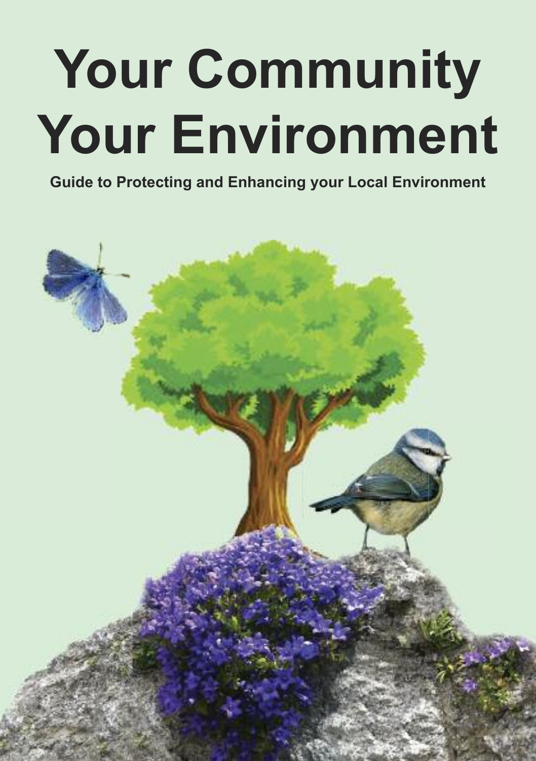# Your Community Your Environment

**Guide to Protecting and Enhancing your Local Environment**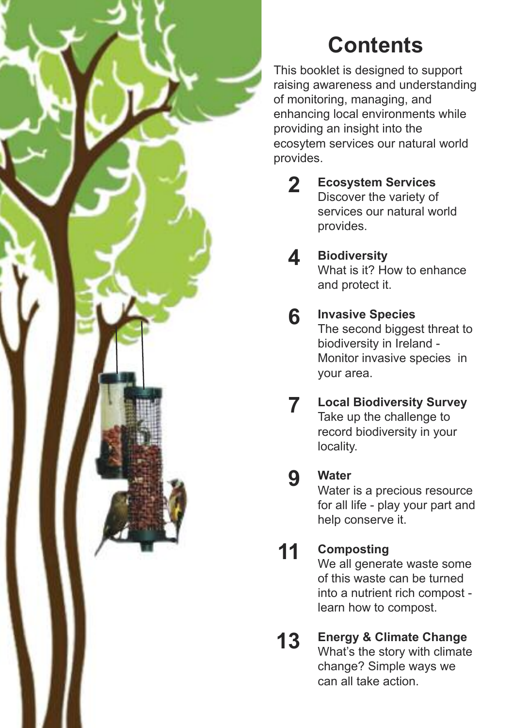# Contents

This booklet is designed to support raising awareness and understanding of monitoring, managing, and enhancing local environments while providing an insight into the ecosytem services our natural world provides.

**2** **Ecosystem Services**
Discover the variety of services our natural world provides.

**4** **Biodiversity**
What is it? How to enhance and protect it.

**6** **Invasive Species**
The second biggest threat to biodiversity in Ireland - Monitor invasive species in your area.

**7** **Local Biodiversity Survey**
Take up the challenge to record biodiversity in your locality.

**9** **Water**
Water is a precious resource for all life - play your part and help conserve it.

**11** **Composting**
We all generate waste some of this waste can be turned into a nutrient rich compost - learn how to compost.

**13** **Energy & Climate Change**
What's the story with climate change? Simple ways we can all take action.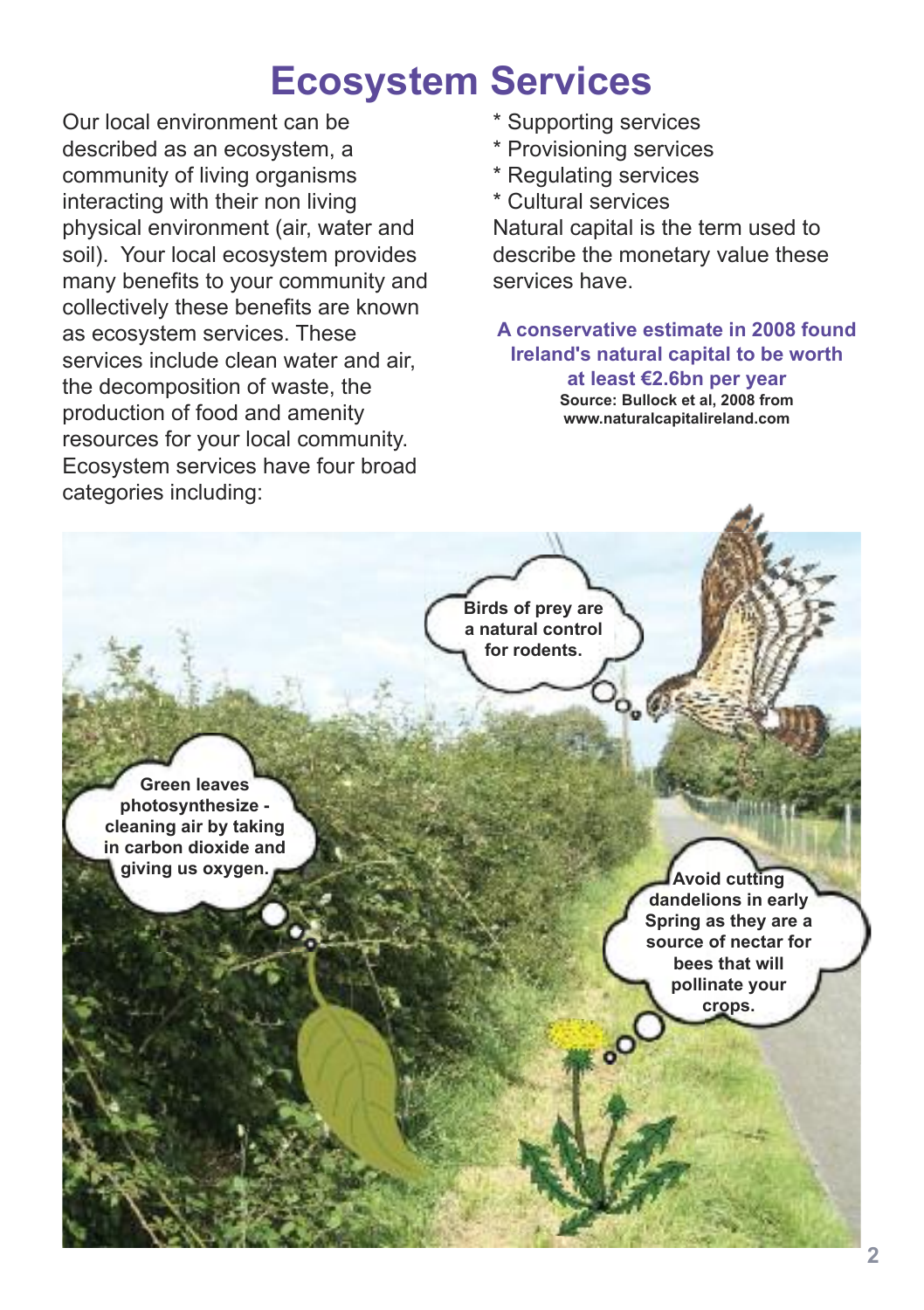# Ecosystem Services

Our local environment can be described as an ecosystem, a community of living organisms interacting with their non living physical environment (air, water and soil). Your local ecosystem provides many benefits to your community and collectively these benefits are known as ecosystem services. These services include clean water and air, the decomposition of waste, the production of food and amenity resources for your local community. Ecosystem services have four broad categories including:

* Supporting services
* Provisioning services
* Regulating services
* Cultural services

Natural capital is the term used to describe the monetary value these services have.

**A conservative estimate in 2008 found Ireland's natural capital to be worth at least €2.6bn per year**

**Source: Bullock et al, 2008 from www.naturalcapitalireland.com**

**Birds of prey are a natural control for rodents.**

**Green leaves photosynthesize - cleaning air by taking in carbon dioxide and giving us oxygen.**

**Avoid cutting dandelions in early Spring as they are a source of nectar for bees that will pollinate your crops.**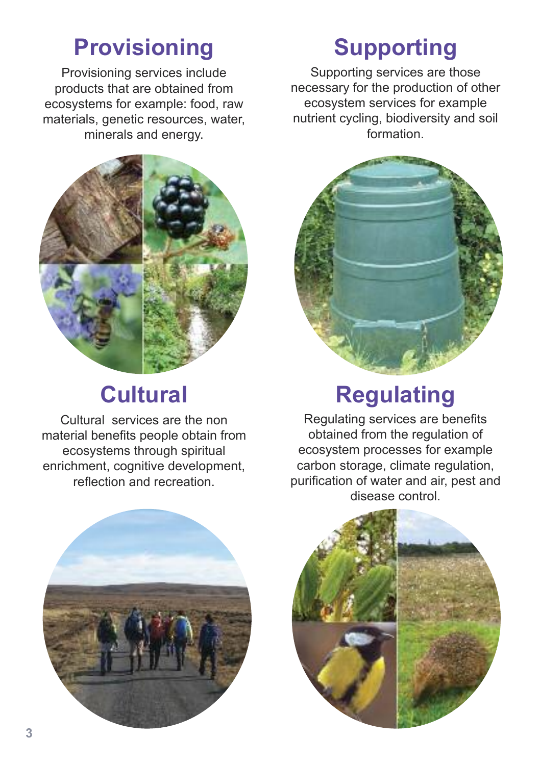## Provisioning

Provisioning services include products that are obtained from ecosystems for example: food, raw materials, genetic resources, water, minerals and energy.

## Supporting

Supporting services are those necessary for the production of other ecosystem services for example nutrient cycling, biodiversity and soil formation.

## Cultural

Cultural services are the non material benefits people obtain from ecosystems through spiritual enrichment, cognitive development, reflection and recreation.

## Regulating

Regulating services are benefits obtained from the regulation of ecosystem processes for example carbon storage, climate regulation, purification of water and air, pest and disease control.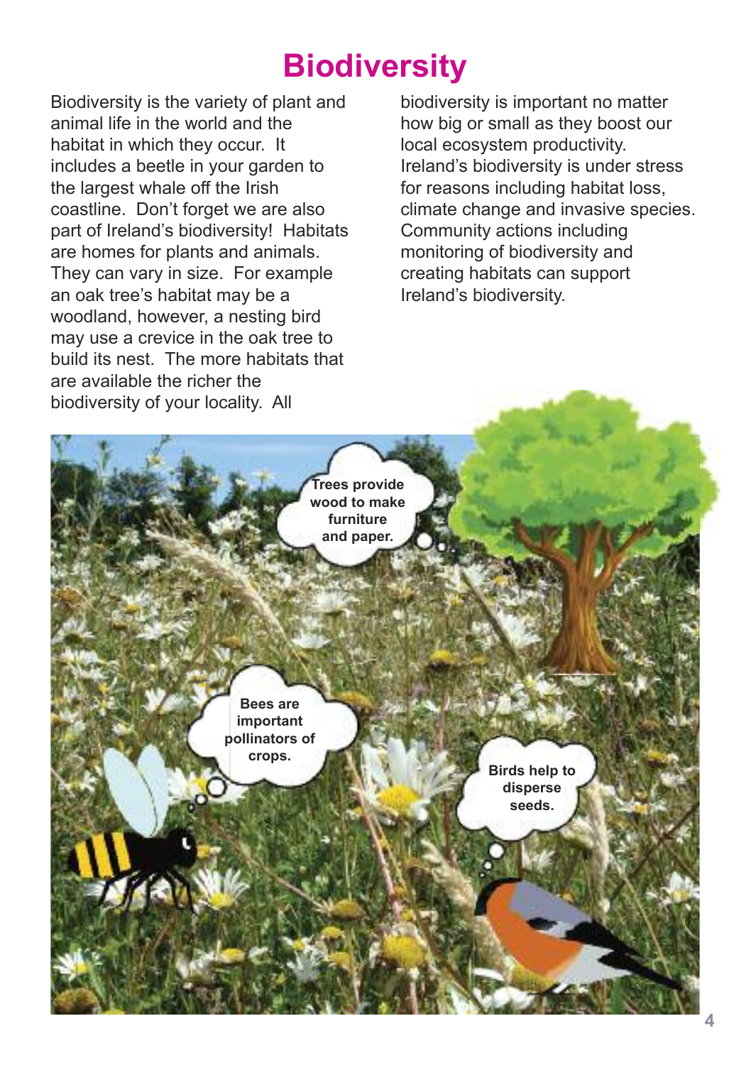# Biodiversity

Biodiversity is the variety of plant and animal life in the world and the habitat in which they occur. It includes a beetle in your garden to the largest whale off the Irish coastline. Don't forget we are also part of Ireland's biodiversity! Habitats are homes for plants and animals. They can vary in size. For example an oak tree's habitat may be a woodland, however, a nesting bird may use a crevice in the oak tree to build its nest. The more habitats that are available the richer the biodiversity of your locality. All biodiversity is important no matter how big or small as they boost our local ecosystem productivity. Ireland's biodiversity is under stress for reasons including habitat loss, climate change and invasive species. Community actions including monitoring of biodiversity and creating habitats can support Ireland's biodiversity.

**Trees provide wood to make furniture and paper.**

**Bees are important pollinators of crops.**

**Birds help to disperse seeds.**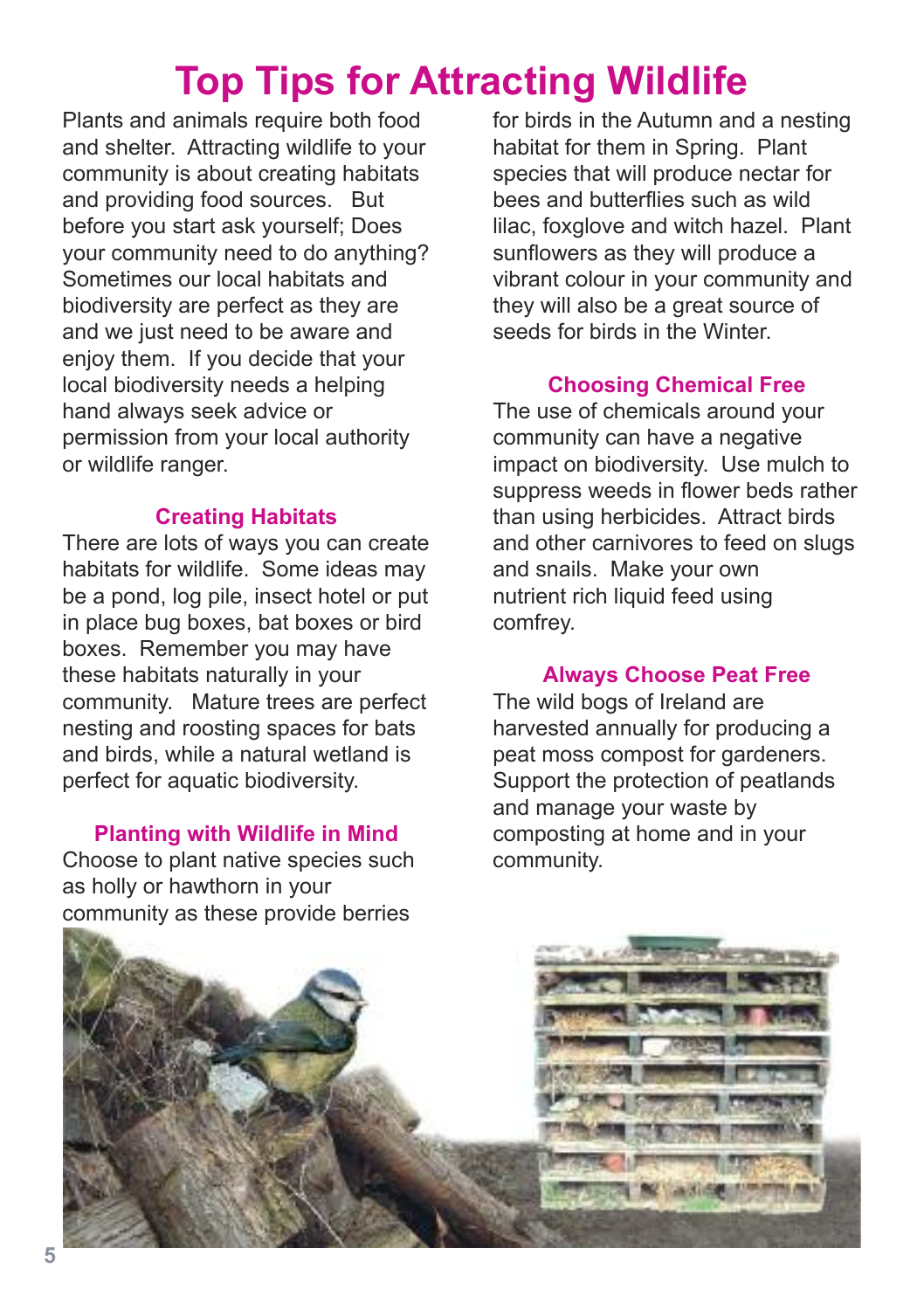# Top Tips for Attracting Wildlife

Plants and animals require both food and shelter. Attracting wildlife to your community is about creating habitats and providing food sources. But before you start ask yourself; Does your community need to do anything? Sometimes our local habitats and biodiversity are perfect as they are and we just need to be aware and enjoy them. If you decide that your local biodiversity needs a helping hand always seek advice or permission from your local authority or wildlife ranger.

## Creating Habitats

There are lots of ways you can create habitats for wildlife. Some ideas may be a pond, log pile, insect hotel or put in place bug boxes, bat boxes or bird boxes. Remember you may have these habitats naturally in your community. Mature trees are perfect nesting and roosting spaces for bats and birds, while a natural wetland is perfect for aquatic biodiversity.

## Planting with Wildlife in Mind

Choose to plant native species such as holly or hawthorn in your community as these provide berries for birds in the Autumn and a nesting habitat for them in Spring. Plant species that will produce nectar for bees and butterflies such as wild lilac, foxglove and witch hazel. Plant sunflowers as they will produce a vibrant colour in your community and they will also be a great source of seeds for birds in the Winter.

## Choosing Chemical Free

The use of chemicals around your community can have a negative impact on biodiversity. Use mulch to suppress weeds in flower beds rather than using herbicides. Attract birds and other carnivores to feed on slugs and snails. Make your own nutrient rich liquid feed using comfrey.

## Always Choose Peat Free

The wild bogs of Ireland are harvested annually for producing a peat moss compost for gardeners. Support the protection of peatlands and manage your waste by composting at home and in your community.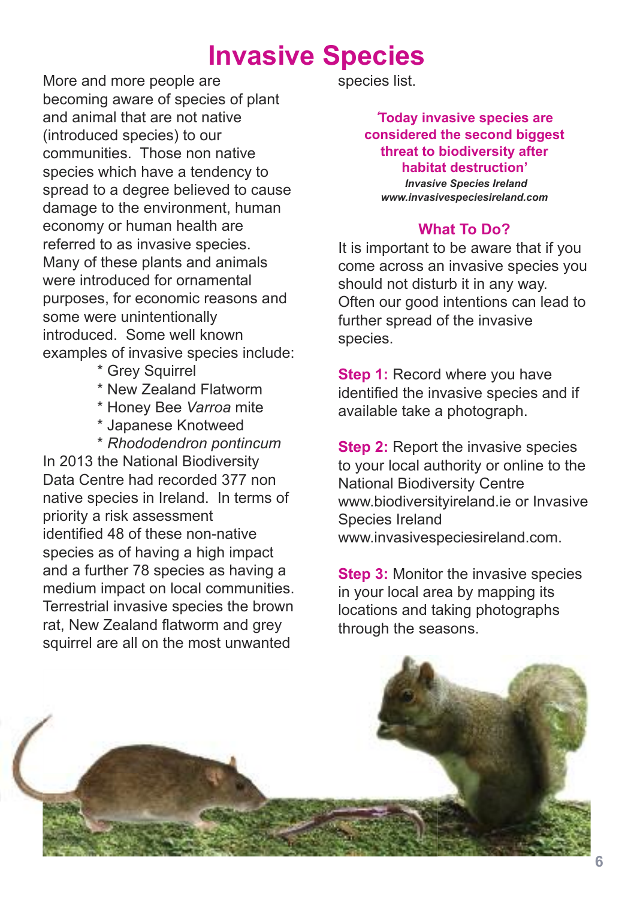# Invasive Species

More and more people are becoming aware of species of plant and animal that are not native (introduced species) to our communities. Those non native species which have a tendency to spread to a degree believed to cause damage to the environment, human economy or human health are referred to as invasive species. Many of these plants and animals were introduced for ornamental purposes, for economic reasons and some were unintentionally introduced. Some well known examples of invasive species include:

- Grey Squirrel
- New Zealand Flatworm
- Honey Bee *Varroa* mite
- Japanese Knotweed
- *Rhododendron pontincum*

In 2013 the National Biodiversity Data Centre had recorded 377 non native species in Ireland. In terms of priority a risk assessment identified 48 of these non-native species as of having a high impact and a further 78 species as having a medium impact on local communities. Terrestrial invasive species the brown rat, New Zealand flatworm and grey squirrel are all on the most unwanted species list.

**'Today invasive species are considered the second biggest threat to biodiversity after habitat destruction'**

***Invasive Species Ireland***
***www.invasivespeciesireland.com***

## What To Do?

It is important to be aware that if you come across an invasive species you should not disturb it in any way. Often our good intentions can lead to further spread of the invasive species.

**Step 1:** Record where you have identified the invasive species and if available take a photograph.

**Step 2:** Report the invasive species to your local authority or online to the National Biodiversity Centre www.biodiversityireland.ie or Invasive Species Ireland www.invasivespeciesireland.com.

**Step 3:** Monitor the invasive species in your local area by mapping its locations and taking photographs through the seasons.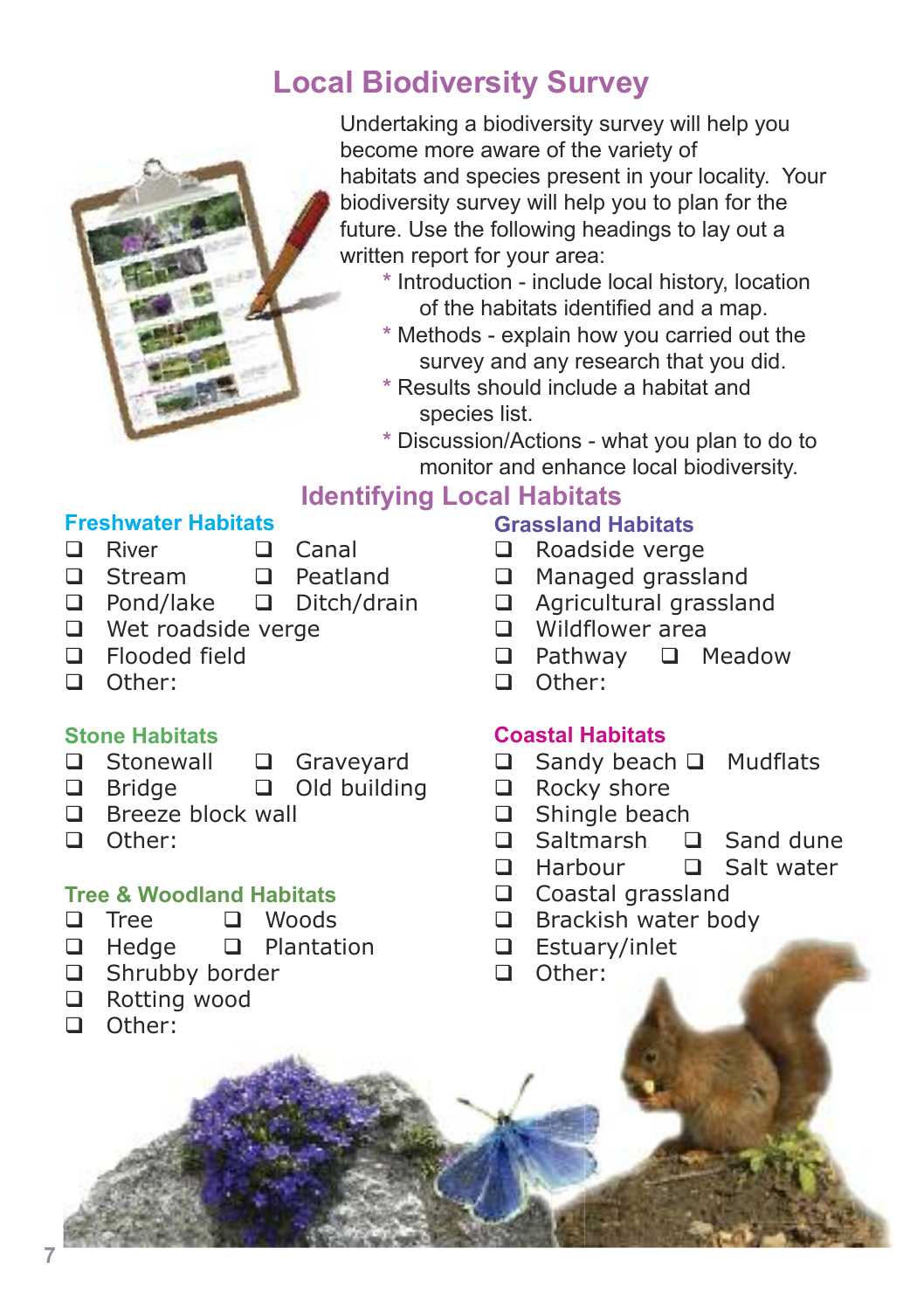# Local Biodiversity Survey

Undertaking a biodiversity survey will help you become more aware of the variety of habitats and species present in your locality. Your biodiversity survey will help you to plan for the future. Use the following headings to lay out a written report for your area:

* Introduction - include local history, location of the habitats identified and a map.
* Methods - explain how you carried out the survey and any research that you did.
* Results should include a habitat and species list.
* Discussion/Actions - what you plan to do to monitor and enhance local biodiversity.

## Identifying Local Habitats

### Freshwater Habitats

- ❑ River
- ❑ Canal
- ❑ Stream
- ❑ Peatland
- ❑ Pond/lake
- ❑ Ditch/drain
- ❑ Wet roadside verge
- ❑ Flooded field
- ❑ Other:

### Stone Habitats

- ❑ Stonewall
- ❑ Graveyard
- ❑ Bridge
- ❑ Old building
- ❑ Breeze block wall
- ❑ Other:

### Tree & Woodland Habitats

- ❑ Tree
- ❑ Woods
- ❑ Hedge
- ❑ Plantation
- ❑ Shrubby border
- ❑ Rotting wood
- ❑ Other:

### Grassland Habitats

- ❑ Roadside verge
- ❑ Managed grassland
- ❑ Agricultural grassland
- ❑ Wildflower area
- ❑ Pathway
- ❑ Meadow
- ❑ Other:

### Coastal Habitats

- ❑ Sandy beach
- ❑ Mudflats
- ❑ Rocky shore
- ❑ Shingle beach
- ❑ Saltmarsh
- ❑ Sand dune
- ❑ Harbour
- ❑ Salt water
- ❑ Coastal grassland
- ❑ Brackish water body
- ❑ Estuary/inlet
- ❑ Other: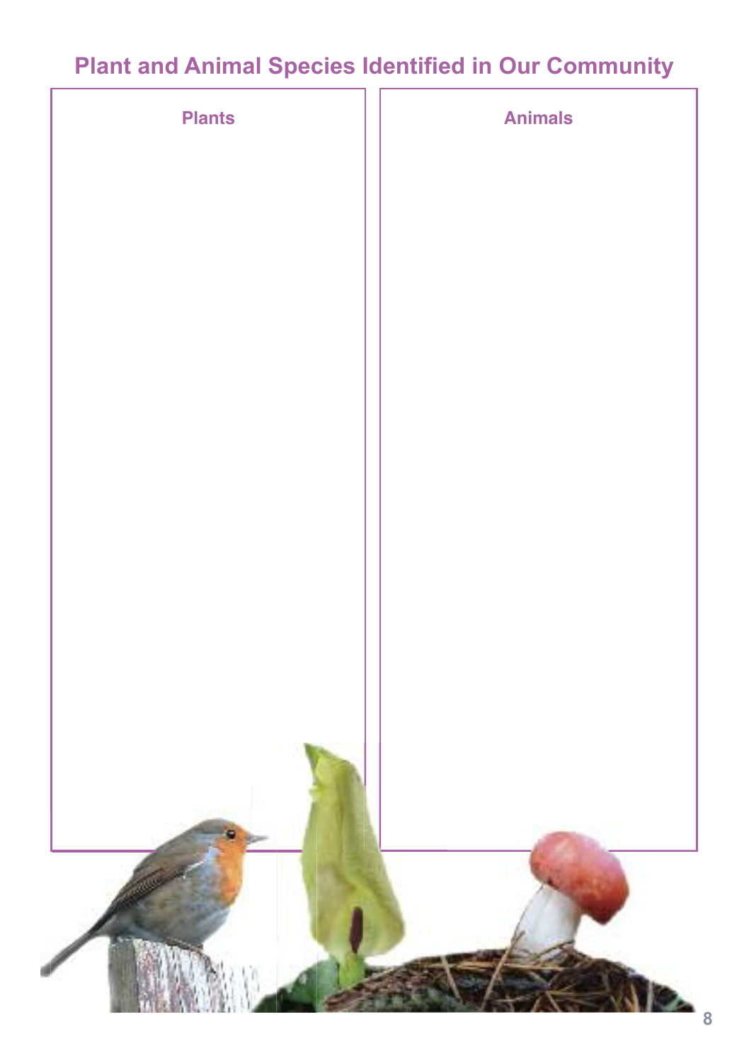## Plant and Animal Species Identified in Our Community

| Plants | Animals |
| --- | --- |
| | |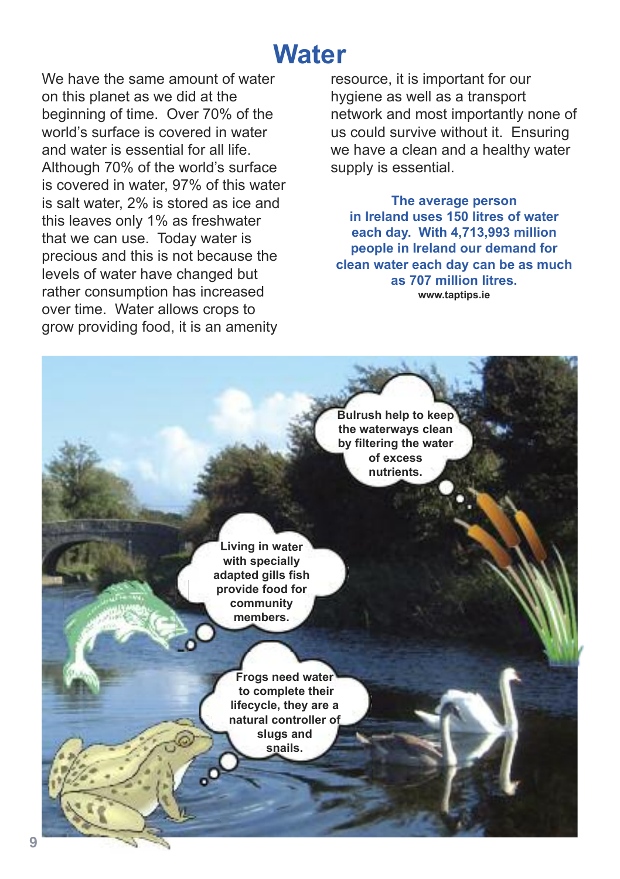# Water

We have the same amount of water on this planet as we did at the beginning of time. Over 70% of the world's surface is covered in water and water is essential for all life. Although 70% of the world's surface is covered in water, 97% of this water is salt water, 2% is stored as ice and this leaves only 1% as freshwater that we can use. Today water is precious and this is not because the levels of water have changed but rather consumption has increased over time. Water allows crops to grow providing food, it is an amenity resource, it is important for our hygiene as well as a transport network and most importantly none of us could survive without it. Ensuring we have a clean and a healthy water supply is essential.

**The average person in Ireland uses 150 litres of water each day. With 4,713,993 million people in Ireland our demand for clean water each day can be as much as 707 million litres.**

**www.taptips.ie**

**Bulrush help to keep the waterways clean by filtering the water of excess nutrients.**

**Living in water with specially adapted gills fish provide food for community members.**

**Frogs need water to complete their lifecycle, they are a natural controller of slugs and snails.**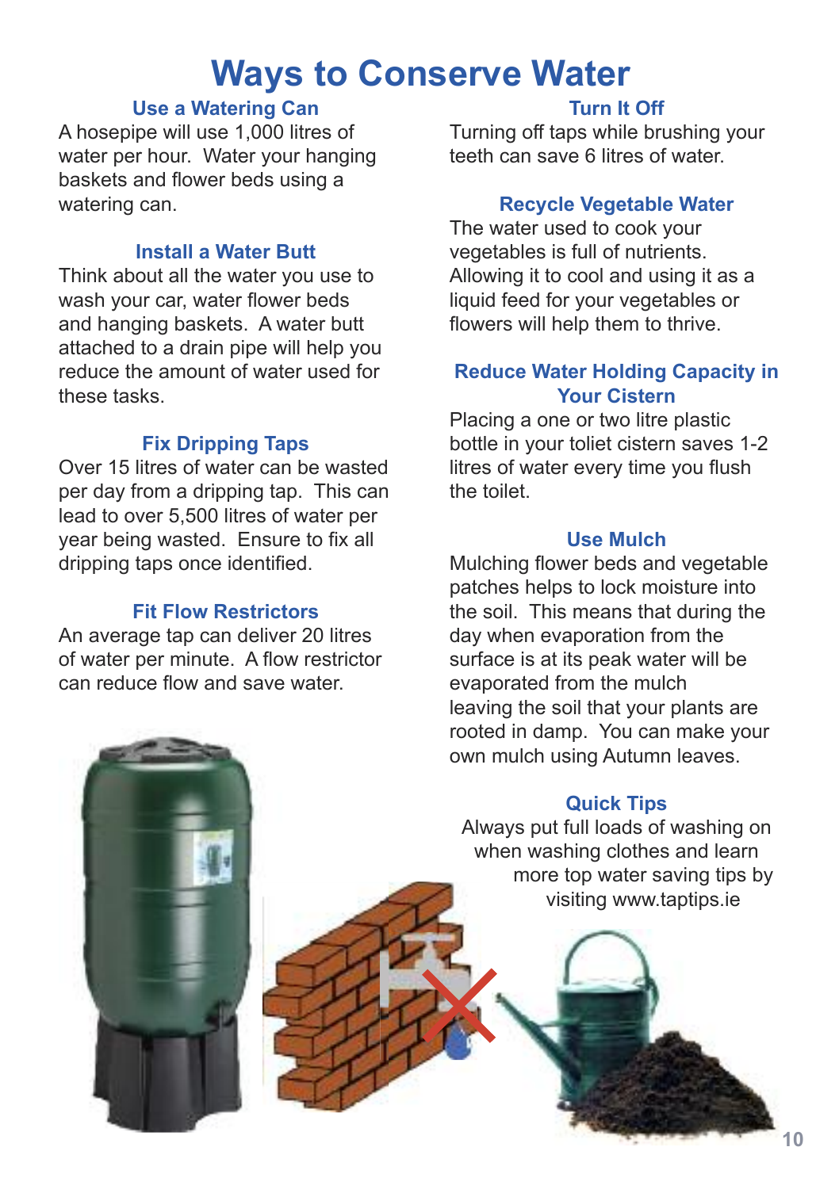# Ways to Conserve Water

### Use a Watering Can

A hosepipe will use 1,000 litres of water per hour. Water your hanging baskets and flower beds using a watering can.

### Install a Water Butt

Think about all the water you use to wash your car, water flower beds and hanging baskets. A water butt attached to a drain pipe will help you reduce the amount of water used for these tasks.

### Fix Dripping Taps

Over 15 litres of water can be wasted per day from a dripping tap. This can lead to over 5,500 litres of water per year being wasted. Ensure to fix all dripping taps once identified.

### Fit Flow Restrictors

An average tap can deliver 20 litres of water per minute. A flow restrictor can reduce flow and save water.

### Turn It Off

Turning off taps while brushing your teeth can save 6 litres of water.

### Recycle Vegetable Water

The water used to cook your vegetables is full of nutrients. Allowing it to cool and using it as a liquid feed for your vegetables or flowers will help them to thrive.

### Reduce Water Holding Capacity in Your Cistern

Placing a one or two litre plastic bottle in your toliet cistern saves 1-2 litres of water every time you flush the toilet.

### Use Mulch

Mulching flower beds and vegetable patches helps to lock moisture into the soil. This means that during the day when evaporation from the surface is at its peak water will be evaporated from the mulch leaving the soil that your plants are rooted in damp. You can make your own mulch using Autumn leaves.

### Quick Tips

Always put full loads of washing on when washing clothes and learn more top water saving tips by visiting www.taptips.ie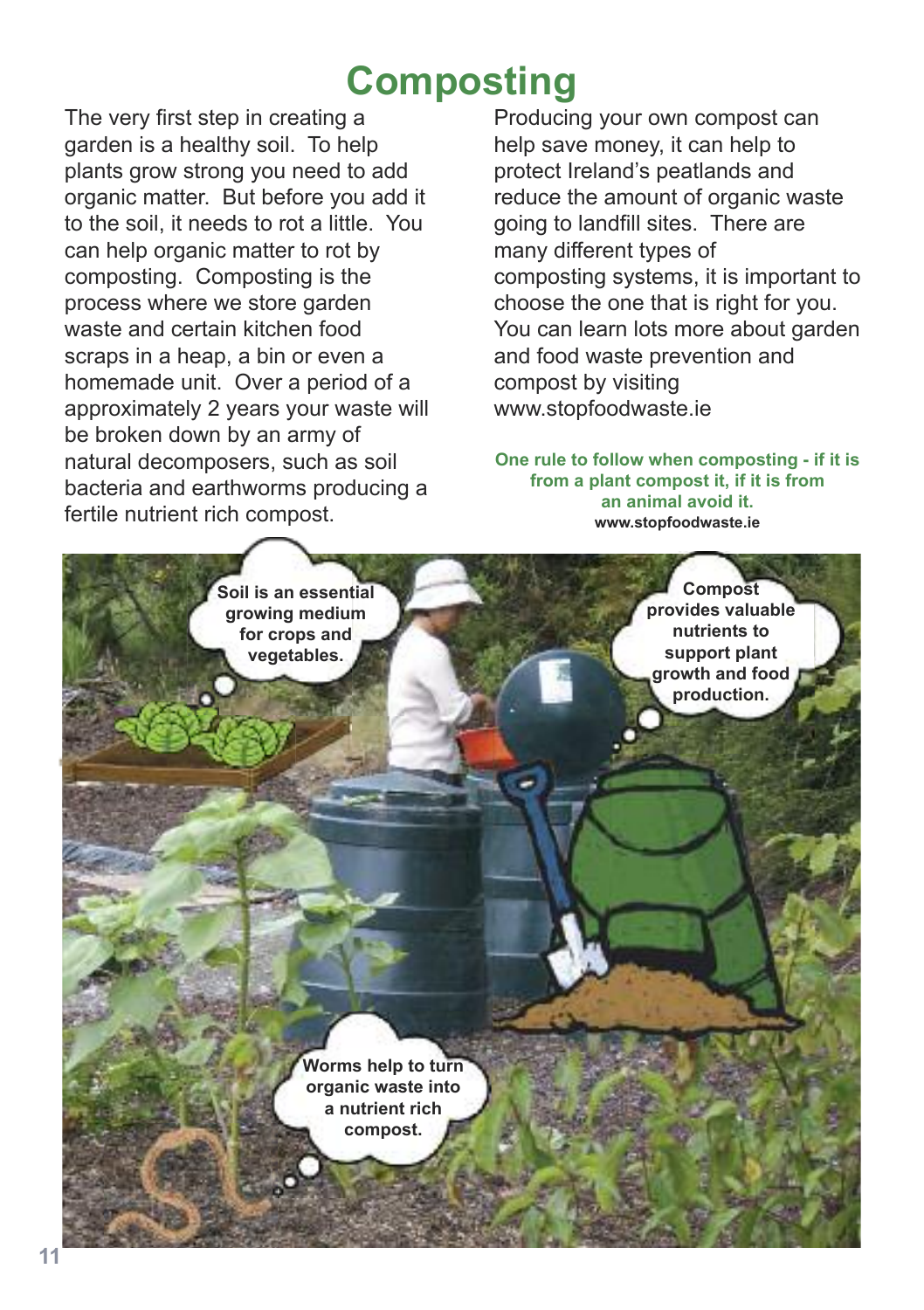# Composting

The very first step in creating a garden is a healthy soil. To help plants grow strong you need to add organic matter. But before you add it to the soil, it needs to rot a little. You can help organic matter to rot by composting. Composting is the process where we store garden waste and certain kitchen food scraps in a heap, a bin or even a homemade unit. Over a period of a approximately 2 years your waste will be broken down by an army of natural decomposers, such as soil bacteria and earthworms producing a fertile nutrient rich compost.

Producing your own compost can help save money, it can help to protect Ireland's peatlands and reduce the amount of organic waste going to landfill sites. There are many different types of composting systems, it is important to choose the one that is right for you. You can learn lots more about garden and food waste prevention and compost by visiting www.stopfoodwaste.ie

**One rule to follow when composting - if it is from a plant compost it, if it is from an animal avoid it.**
**www.stopfoodwaste.ie**

**Soil is an essential growing medium for crops and vegetables.**

**Compost provides valuable nutrients to support plant growth and food production.**

**Worms help to turn organic waste into a nutrient rich compost.**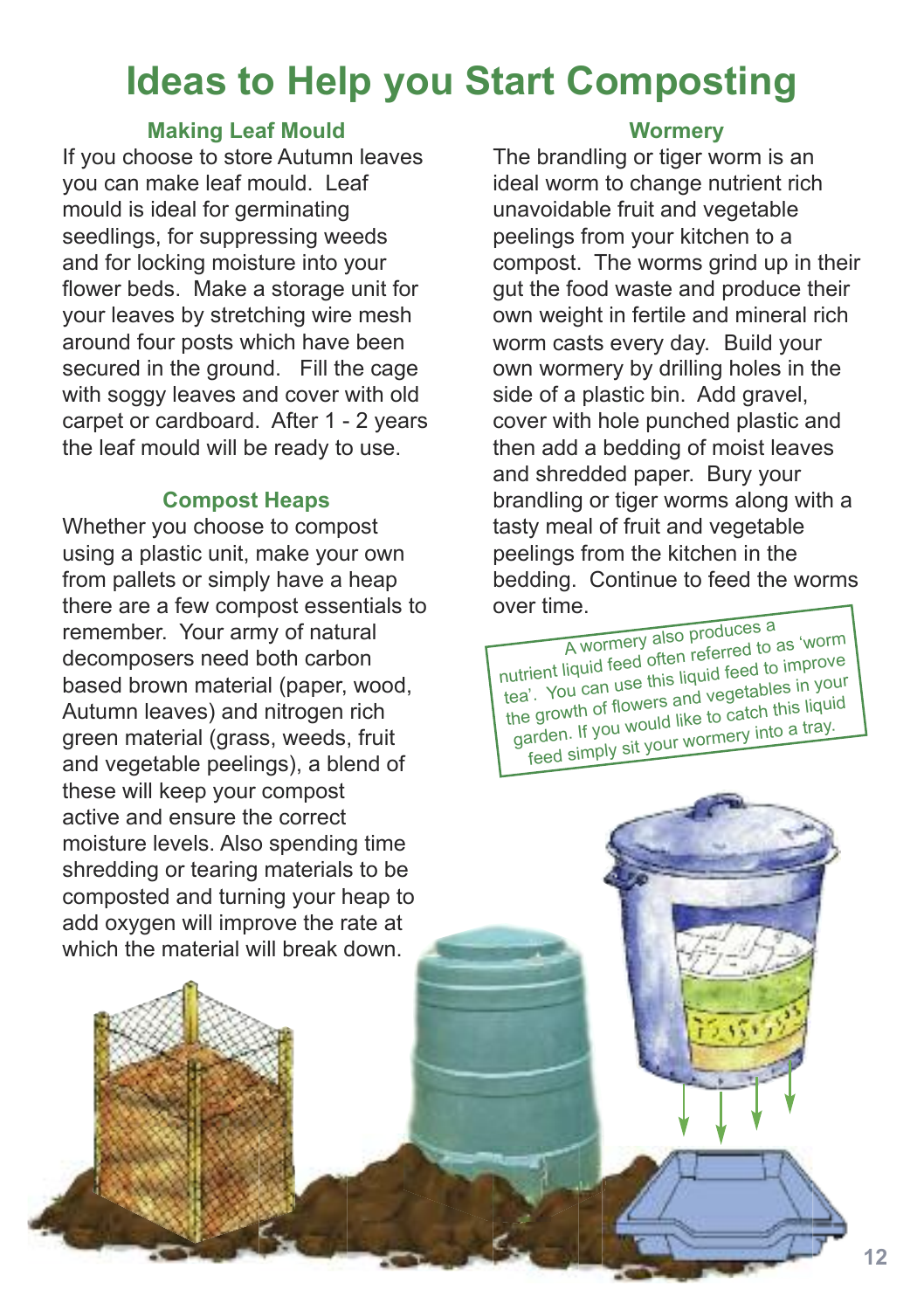# Ideas to Help you Start Composting

### Making Leaf Mould

If you choose to store Autumn leaves you can make leaf mould. Leaf mould is ideal for germinating seedlings, for suppressing weeds and for locking moisture into your flower beds. Make a storage unit for your leaves by stretching wire mesh around four posts which have been secured in the ground. Fill the cage with soggy leaves and cover with old carpet or cardboard. After 1 - 2 years the leaf mould will be ready to use.

### Compost Heaps

Whether you choose to compost using a plastic unit, make your own from pallets or simply have a heap there are a few compost essentials to remember. Your army of natural decomposers need both carbon based brown material (paper, wood, Autumn leaves) and nitrogen rich green material (grass, weeds, fruit and vegetable peelings), a blend of these will keep your compost active and ensure the correct moisture levels. Also spending time shredding or tearing materials to be composted and turning your heap to add oxygen will improve the rate at which the material will break down.

### Wormery

The brandling or tiger worm is an ideal worm to change nutrient rich unavoidable fruit and vegetable peelings from your kitchen to a compost. The worms grind up in their gut the food waste and produce their own weight in fertile and mineral rich worm casts every day. Build your own wormery by drilling holes in the side of a plastic bin. Add gravel, cover with hole punched plastic and then add a bedding of moist leaves and shredded paper. Bury your brandling or tiger worms along with a tasty meal of fruit and vegetable peelings from the kitchen in the bedding. Continue to feed the worms over time.

A wormery also produces a nutrient liquid feed often referred to as 'worm tea'. You can use this liquid feed to improve the growth of flowers and vegetables in your garden. If you would like to catch this liquid feed simply sit your wormery into a tray.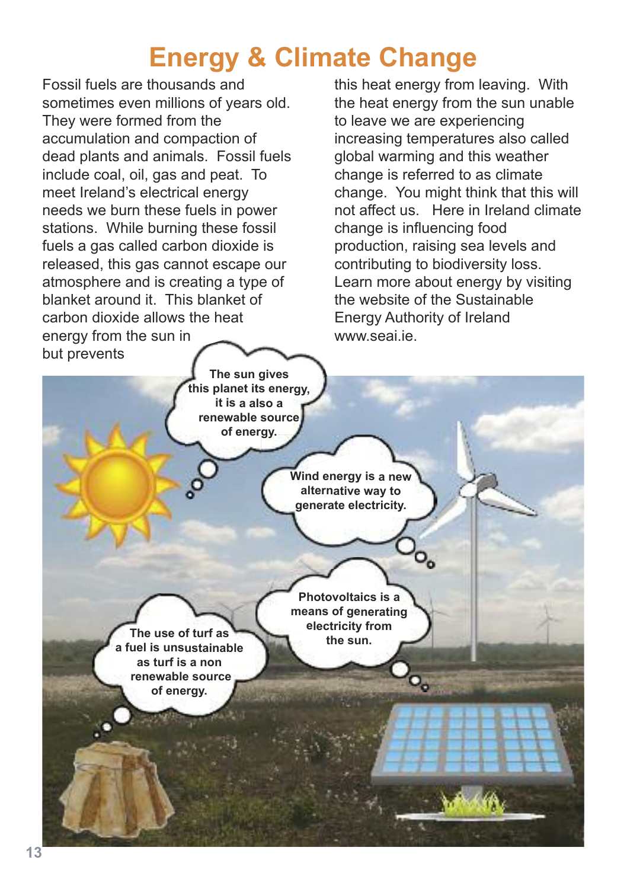# Energy & Climate Change

Fossil fuels are thousands and sometimes even millions of years old. They were formed from the accumulation and compaction of dead plants and animals. Fossil fuels include coal, oil, gas and peat. To meet Ireland's electrical energy needs we burn these fuels in power stations. While burning these fossil fuels a gas called carbon dioxide is released, this gas cannot escape our atmosphere and is creating a type of blanket around it. This blanket of carbon dioxide allows the heat energy from the sun in but prevents this heat energy from leaving. With the heat energy from the sun unable to leave we are experiencing increasing temperatures also called global warming and this weather change is referred to as climate change. You might think that this will not affect us. Here in Ireland climate change is influencing food production, raising sea levels and contributing to biodiversity loss. Learn more about energy by visiting the website of the Sustainable Energy Authority of Ireland www.seai.ie.

**The sun gives this planet its energy, it is a also a renewable source of energy.**

**Wind energy is a new alternative way to generate electricity.**

**Photovoltaics is a means of generating electricity from the sun.**

**The use of turf as a fuel is unsustainable as turf is a non renewable source of energy.**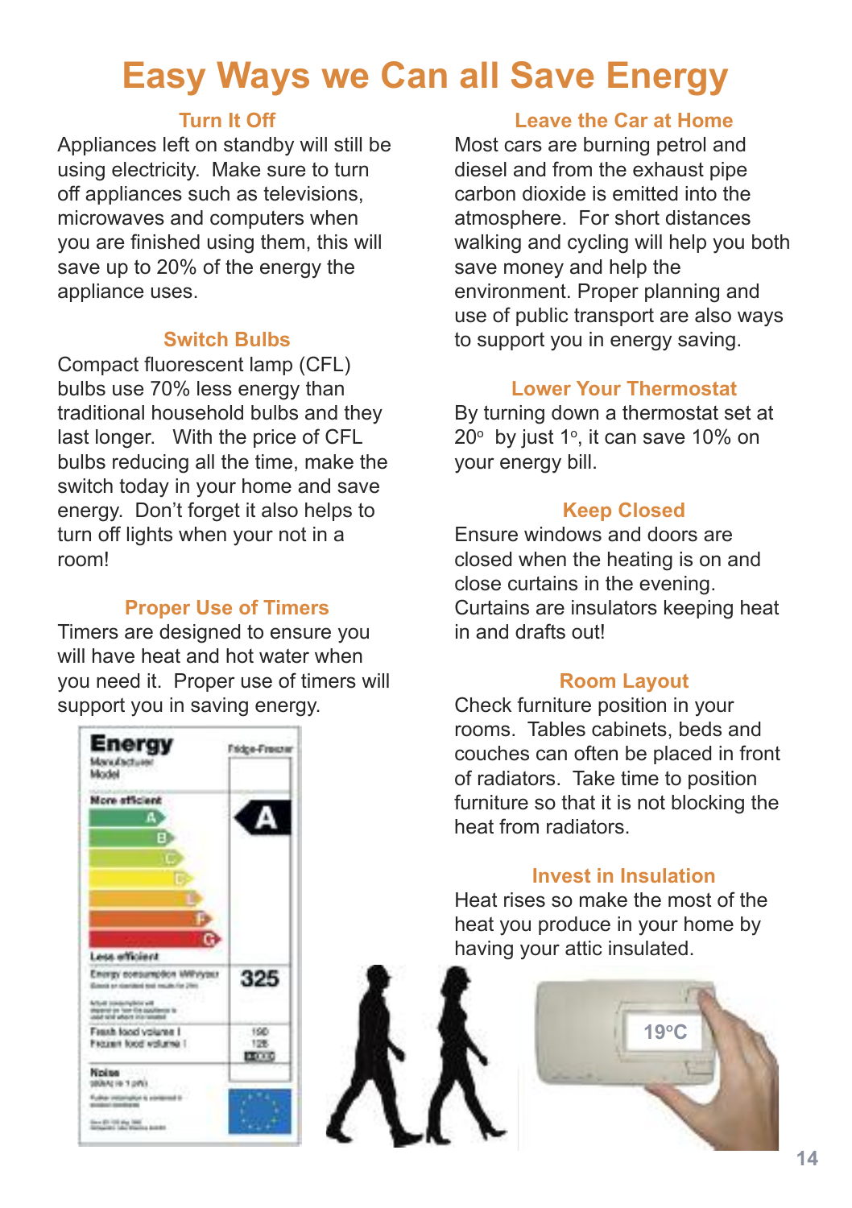# Easy Ways we Can all Save Energy

### Turn It Off

Appliances left on standby will still be using electricity. Make sure to turn off appliances such as televisions, microwaves and computers when you are finished using them, this will save up to 20% of the energy the appliance uses.

### Switch Bulbs

Compact fluorescent lamp (CFL) bulbs use 70% less energy than traditional household bulbs and they last longer. With the price of CFL bulbs reducing all the time, make the switch today in your home and save energy. Don't forget it also helps to turn off lights when your not in a room!

### Proper Use of Timers

Timers are designed to ensure you will have heat and hot water when you need it. Proper use of timers will support you in saving energy.

### Leave the Car at Home

Most cars are burning petrol and diesel and from the exhaust pipe carbon dioxide is emitted into the atmosphere. For short distances walking and cycling will help you both save money and help the environment. Proper planning and use of public transport are also ways to support you in energy saving.

### Lower Your Thermostat

By turning down a thermostat set at 20° by just 1°, it can save 10% on your energy bill.

### Keep Closed

Ensure windows and doors are closed when the heating is on and close curtains in the evening. Curtains are insulators keeping heat in and drafts out!

### Room Layout

Check furniture position in your rooms. Tables cabinets, beds and couches can often be placed in front of radiators. Take time to position furniture so that it is not blocking the heat from radiators.

### Invest in Insulation

Heat rises so make the most of the heat you produce in your home by having your attic insulated.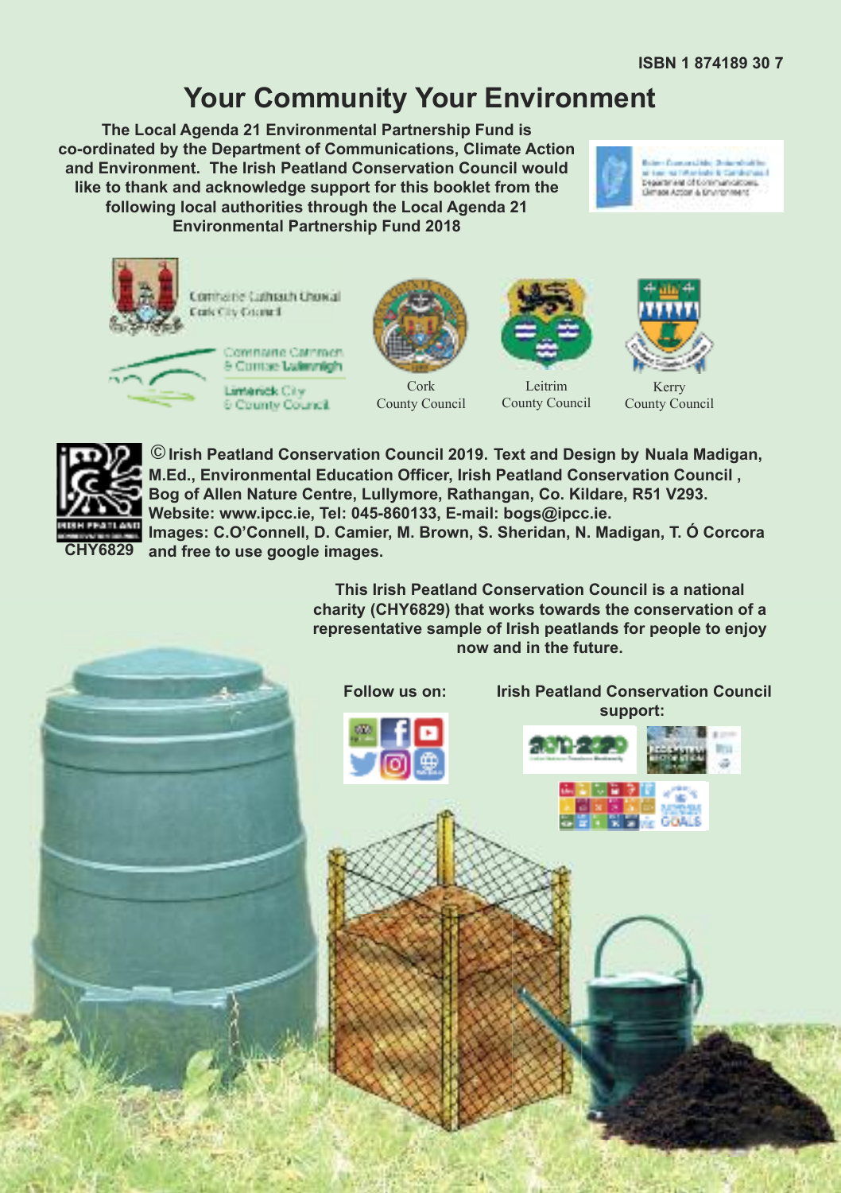ISBN 1 874189 30 7

# Your Community Your Environment

**The Local Agenda 21 Environmental Partnership Fund is co-ordinated by the Department of Communications, Climate Action and Environment. The Irish Peatland Conservation Council would like to thank and acknowledge support for this booklet from the following local authorities through the Local Agenda 21 Environmental Partnership Fund 2018**

Comhairle Cathrach Chorcaí
Cork City Council

Comhairle Cathrach & Contae Luimnigh
Limerick City & County Council

Cork County Council

Leitrim County Council

Kerry County Council

**© Irish Peatland Conservation Council 2019. Text and Design by Nuala Madigan, M.Ed., Environmental Education Officer, Irish Peatland Conservation Council , Bog of Allen Nature Centre, Lullymore, Rathangan, Co. Kildare, R51 V293. Website: www.ipcc.ie, Tel: 045-860133, E-mail: bogs@ipcc.ie. Images: C.O'Connell, D. Camier, M. Brown, S. Sheridan, N. Madigan, T. Ó Corcora and free to use google images.**

**CHY6829**

**This Irish Peatland Conservation Council is a national charity (CHY6829) that works towards the conservation of a representative sample of Irish peatlands for people to enjoy now and in the future.**

**Follow us on:**

**Irish Peatland Conservation Council support:**